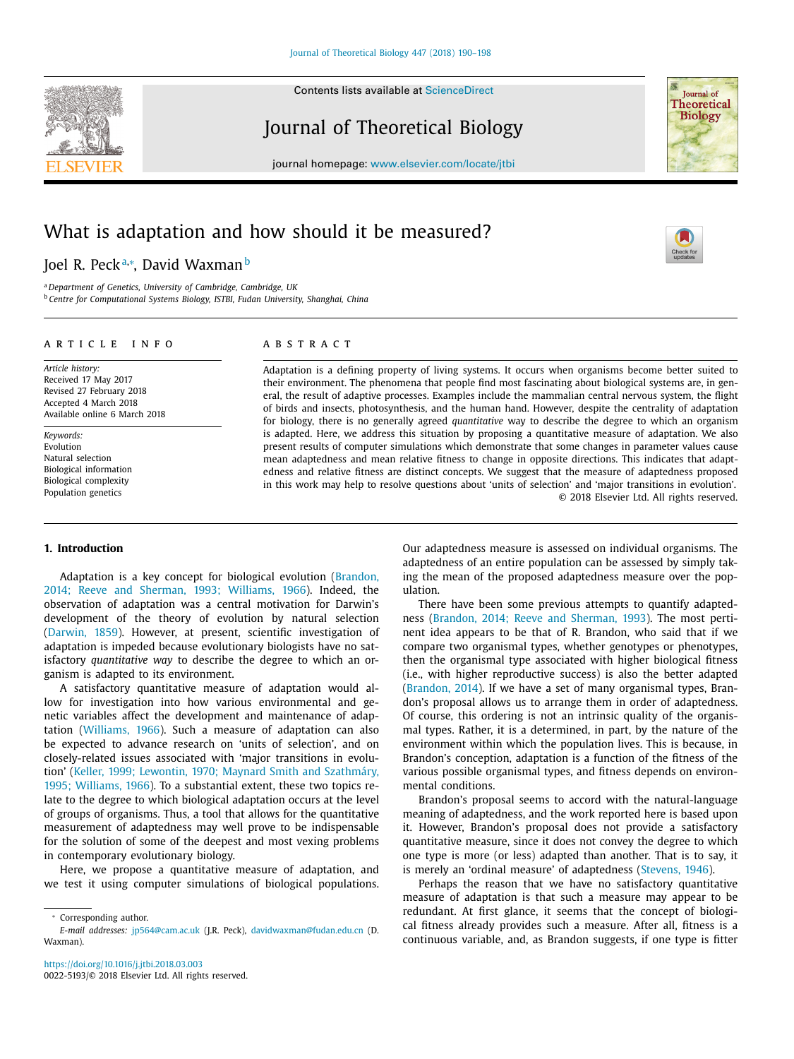# What is adaptation and how should it be measured?

Joel R. Peck[a,*], David Waxman[b]

[a] Department of Genetics, University of Cambridge, Cambridge, UK
[b] Centre for Computational Systems Biology, ISTBI, Fudan University, Shanghai, China

**ARTICLE INFO**

*Article history:*
Received 17 May 2017
Revised 27 February 2018
Accepted 4 March 2018
Available online 6 March 2018

*Keywords:*
Evolution
Natural selection
Biological information
Biological complexity
Population genetics

**ABSTRACT**

Adaptation is a defining property of living systems. It occurs when organisms become better suited to their environment. The phenomena that people find most fascinating about biological systems are, in general, the result of adaptive processes. Examples include the mammalian central nervous system, the flight of birds and insects, photosynthesis, and the human hand. However, despite the centrality of adaptation for biology, there is no generally agreed *quantitative* way to describe the degree to which an organism is adapted. Here, we address this situation by proposing a quantitative measure of adaptation. We also present results of computer simulations which demonstrate that some changes in parameter values cause mean adaptedness and mean relative fitness to change in opposite directions. This indicates that adaptedness and relative fitness are distinct concepts. We suggest that the measure of adaptedness proposed in this work may help to resolve questions about 'units of selection' and 'major transitions in evolution'.

© 2018 Elsevier Ltd. All rights reserved.

## 1. Introduction

Adaptation is a key concept for biological evolution (Brandon, 2014; Reeve and Sherman, 1993; Williams, 1966). Indeed, the observation of adaptation was a central motivation for Darwin's development of the theory of evolution by natural selection (Darwin, 1859). However, at present, scientific investigation of adaptation is impeded because evolutionary biologists have no satisfactory *quantitative way* to describe the degree to which an organism is adapted to its environment.

A satisfactory quantitative measure of adaptation would allow for investigation into how various environmental and genetic variables affect the development and maintenance of adaptation (Williams, 1966). Such a measure of adaptation can also be expected to advance research on 'units of selection', and on closely-related issues associated with 'major transitions in evolution' (Keller, 1999; Lewontin, 1970; Maynard Smith and Szathmáry, 1995; Williams, 1966). To a substantial extent, these two topics relate to the degree to which biological adaptation occurs at the level of groups of organisms. Thus, a tool that allows for the quantitative measurement of adaptedness may well prove to be indispensable for the solution of some of the deepest and most vexing problems in contemporary evolutionary biology.

Here, we propose a quantitative measure of adaptation, and we test it using computer simulations of biological populations. Our adaptedness measure is assessed on individual organisms. The adaptedness of an entire population can be assessed by simply taking the mean of the proposed adaptedness measure over the population.

There have been some previous attempts to quantify adaptedness (Brandon, 2014; Reeve and Sherman, 1993). The most pertinent idea appears to be that of R. Brandon, who said that if we compare two organismal types, whether genotypes or phenotypes, then the organismal type associated with higher biological fitness (i.e., with higher reproductive success) is also the better adapted (Brandon, 2014). If we have a set of many organismal types, Brandon's proposal allows us to arrange them in order of adaptedness. Of course, this ordering is not an intrinsic quality of the organismal types. Rather, it is a determined, in part, by the nature of the environment within which the population lives. This is because, in Brandon's conception, adaptation is a function of the fitness of the various possible organismal types, and fitness depends on environmental conditions.

Brandon's proposal seems to accord with the natural-language meaning of adaptedness, and the work reported here is based upon it. However, Brandon's proposal does not provide a satisfactory quantitative measure, since it does not convey the degree to which one type is more (or less) adapted than another. That is to say, it is merely an 'ordinal measure' of adaptedness (Stevens, 1946).

Perhaps the reason that we have no satisfactory quantitative measure of adaptation is that such a measure may appear to be redundant. At first glance, it seems that the concept of biological fitness already provides such a measure. After all, fitness is a continuous variable, and, as Brandon suggests, if one type is fitter

* Corresponding author.
*E-mail addresses:* jp564@cam.ac.uk (J.R. Peck), davidwaxman@fudan.edu.cn (D. Waxman).

https://doi.org/10.1016/j.jtbi.2018.03.003
0022-5193/© 2018 Elsevier Ltd. All rights reserved.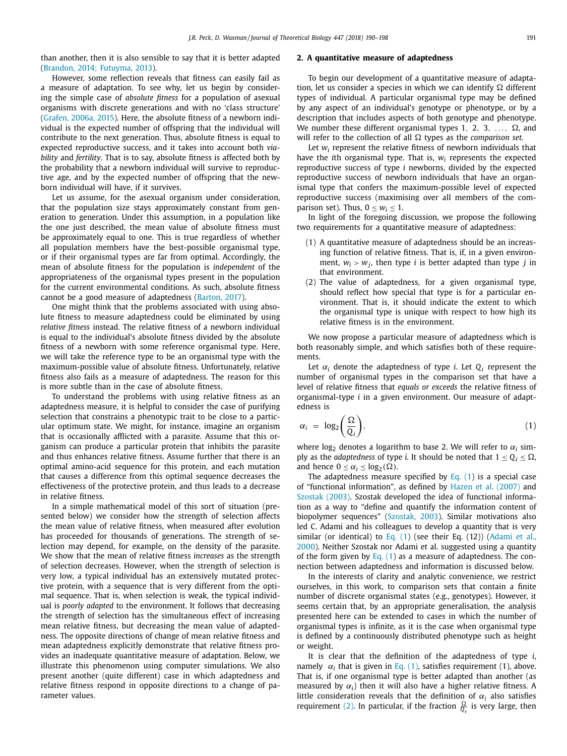than another, then it is also sensible to say that it is better adapted (Brandon, 2014; Futuyma, 2013).

However, some reflection reveals that fitness can easily fail as a measure of adaptation. To see why, let us begin by considering the simple case of *absolute fitness* for a population of asexual organisms with discrete generations and with no 'class structure' (Grafen, 2006a, 2015). Here, the absolute fitness of a newborn individual is the expected number of offspring that the individual will contribute to the next generation. Thus, absolute fitness is equal to expected reproductive success, and it takes into account both *viability* and *fertility*. That is to say, absolute fitness is affected both by the probability that a newborn individual will survive to reproductive age, and by the expected number of offspring that the newborn individual will have, if it survives.

Let us assume, for the asexual organism under consideration, that the population size stays approximately constant from generation to generation. Under this assumption, in a population like the one just described, the mean value of absolute fitness must be approximately equal to one. This is true regardless of whether all population members have the best-possible organismal type, or if their organismal types are far from optimal. Accordingly, the mean of absolute fitness for the population is *independent* of the appropriateness of the organismal types present in the population for the current environmental conditions. As such, absolute fitness cannot be a good measure of adaptedness (Barton, 2017).

One might think that the problems associated with using absolute fitness to measure adaptedness could be eliminated by using *relative fitness* instead. The relative fitness of a newborn individual is equal to the individual's absolute fitness divided by the absolute fitness of a newborn with some reference organismal type. Here, we will take the reference type to be an organismal type with the maximum-possible value of absolute fitness. Unfortunately, relative fitness also fails as a measure of adaptedness. The reason for this is more subtle than in the case of absolute fitness.

To understand the problems with using relative fitness as an adaptedness measure, it is helpful to consider the case of purifying selection that constrains a phenotypic trait to be close to a particular optimum state. We might, for instance, imagine an organism that is occasionally afflicted with a parasite. Assume that this organism can produce a particular protein that inhibits the parasite and thus enhances relative fitness. Assume further that there is an optimal amino-acid sequence for this protein, and each mutation that causes a difference from this optimal sequence decreases the effectiveness of the protective protein, and thus leads to a decrease in relative fitness.

In a simple mathematical model of this sort of situation (presented below) we consider how the strength of selection affects the mean value of relative fitness, when measured after evolution has proceeded for thousands of generations. The strength of selection may depend, for example, on the density of the parasite. We show that the mean of relative fitness *increases* as the strength of selection decreases. However, when the strength of selection is very low, a typical individual has an extensively mutated protective protein, with a sequence that is very different from the optimal sequence. That is, when selection is weak, the typical individual is *poorly adapted* to the environment. It follows that decreasing the strength of selection has the simultaneous effect of increasing mean relative fitness, but decreasing the mean value of adaptedness. The opposite directions of change of mean relative fitness and mean adaptedness explicitly demonstrate that relative fitness provides an inadequate quantitative measure of adaptation. Below, we illustrate this phenomenon using computer simulations. We also present another (quite different) case in which adaptedness and relative fitness respond in opposite directions to a change of parameter values.

## 2. A quantitative measure of adaptedness

To begin our development of a quantitative measure of adaptation, let us consider a species in which we can identify $\Omega$ different types of individual. A particular organismal type may be defined by any aspect of an individual's genotype or phenotype, or by a description that includes aspects of both genotype and phenotype. We number these different organismal types $1, 2, 3, \ldots, \Omega$, and will refer to the collection of all $\Omega$ types as the *comparison set*.

Let $w_i$ represent the relative fitness of newborn individuals that have the *i*th organismal type. That is, $w_i$ represents the expected reproductive success of type *i* newborns, divided by the expected reproductive success of newborn individuals that have an organismal type that confers the maximum-possible level of expected reproductive success (maximising over all members of the comparison set). Thus, $0 \le w_i \le 1$.

In light of the foregoing discussion, we propose the following two requirements for a quantitative measure of adaptedness:

(1) A quantitative measure of adaptedness should be an increasing function of relative fitness. That is, if, in a given environment, $w_i > w_j$, then type *i* is better adapted than type *j* in that environment.
(2) The value of adaptedness, for a given organismal type, should reflect how special that type is for a particular environment. That is, it should indicate the extent to which the organismal type is unique with respect to how high its relative fitness is in the environment.

We now propose a particular measure of adaptedness which is both reasonably simple, and which satisfies both of these requirements.

Let $\alpha_i$ denote the adaptedness of type *i*. Let $Q_i$ represent the number of organismal types in the comparison set that have a level of relative fitness that *equals or exceeds* the relative fitness of organismal-type *i* in a given environment. Our measure of adaptedness is

$$\alpha_i = \log_2\left(\frac{\Omega}{Q_i}\right), \tag{1}$$

where $\log_2$ denotes a logarithm to base 2. We will refer to $\alpha_i$ simply as the *adaptedness* of type *i*. It should be noted that $1 \le Q_i \le \Omega$, and hence $0 \le \alpha_i \le \log_2(\Omega)$.

The adaptedness measure specified by Eq. (1) is a special case of "functional information", as defined by Hazen et al. (2007) and Szostak (2003). Szostak developed the idea of functional information as a way to "define and quantify the information content of biopolymer sequences" (Szostak, 2003). Similar motivations also led C. Adami and his colleagues to develop a quantity that is very similar (or identical) to Eq. (1) (see their Eq. (12)) (Adami et al., 2000). Neither Szostak nor Adami et al. suggested using a quantity of the form given by Eq. (1) as a measure of adaptedness. The connection between adaptedness and information is discussed below.

In the interests of clarity and analytic convenience, we restrict ourselves, in this work, to comparison sets that contain a finite number of discrete organismal states (e.g., genotypes). However, it seems certain that, by an appropriate generalisation, the analysis presented here can be extended to cases in which the number of organismal types is infinite, as it is the case when organismal type is defined by a continuously distributed phenotype such as height or weight.

It is clear that the definition of the adaptedness of type *i*, namely $\alpha_i$ that is given in Eq. (1), satisfies requirement (1), above. That is, if one organismal type is better adapted than another (as measured by $\alpha_i$) then it will also have a higher relative fitness. A little consideration reveals that the definition of $\alpha_i$ also satisfies requirement (2). In particular, if the fraction $\frac{\Omega}{Q_i}$ is very large, then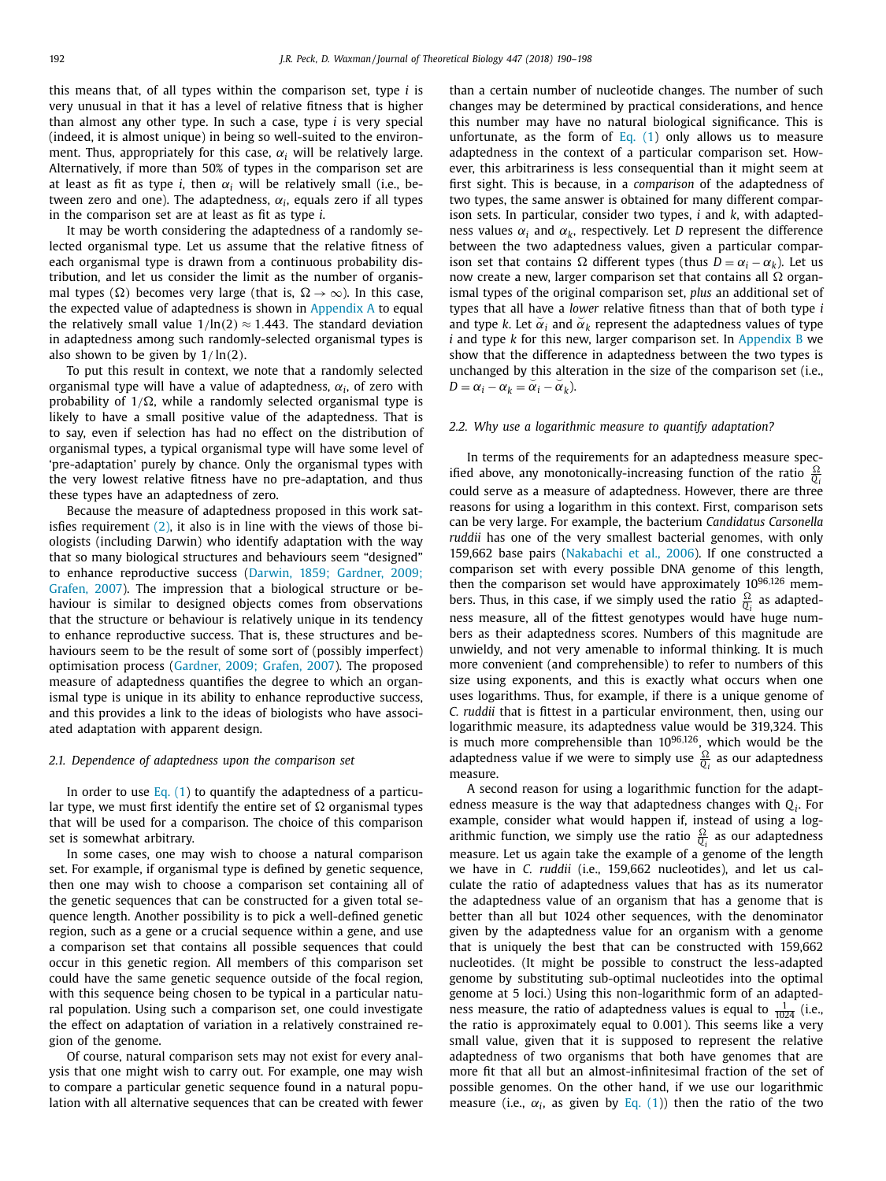this means that, of all types within the comparison set, type $i$ is very unusual in that it has a level of relative fitness that is higher than almost any other type. In such a case, type $i$ is very special (indeed, it is almost unique) in being so well-suited to the environment. Thus, appropriately for this case, $\alpha_i$ will be relatively large. Alternatively, if more than 50% of types in the comparison set are at least as fit as type $i$, then $\alpha_i$ will be relatively small (i.e., between zero and one). The adaptedness, $\alpha_i$, equals zero if all types in the comparison set are at least as fit as type $i$.

It may be worth considering the adaptedness of a randomly selected organismal type. Let us assume that the relative fitness of each organismal type is drawn from a continuous probability distribution, and let us consider the limit as the number of organismal types ($\Omega$) becomes very large (that is, $\Omega \to \infty$). In this case, the expected value of adaptedness is shown in Appendix A to equal the relatively small value $1/\ln(2) \approx 1.443$. The standard deviation in adaptedness among such randomly-selected organismal types is also shown to be given by $1/\ln(2)$.

To put this result in context, we note that a randomly selected organismal type will have a value of adaptedness, $\alpha_i$, of zero with probability of $1/\Omega$, while a randomly selected organismal type is likely to have a small positive value of the adaptedness. That is to say, even if selection has had no effect on the distribution of organismal types, a typical organismal type will have some level of 'pre-adaptation' purely by chance. Only the organismal types with the very lowest relative fitness have no pre-adaptation, and thus these types have an adaptedness of zero.

Because the measure of adaptedness proposed in this work satisfies requirement (2), it also is in line with the views of those biologists (including Darwin) who identify adaptation with the way that so many biological structures and behaviours seem "designed" to enhance reproductive success (Darwin, 1859; Gardner, 2009; Grafen, 2007). The impression that a biological structure or behaviour is similar to designed objects comes from observations that the structure or behaviour is relatively unique in its tendency to enhance reproductive success. That is, these structures and behaviours seem to be the result of some sort of (possibly imperfect) optimisation process (Gardner, 2009; Grafen, 2007). The proposed measure of adaptedness quantifies the degree to which an organismal type is unique in its ability to enhance reproductive success, and this provides a link to the ideas of biologists who have associated adaptation with apparent design.

### 2.1. Dependence of adaptedness upon the comparison set

In order to use Eq. (1) to quantify the adaptedness of a particular type, we must first identify the entire set of $\Omega$ organismal types that will be used for a comparison. The choice of this comparison set is somewhat arbitrary.

In some cases, one may wish to choose a natural comparison set. For example, if organismal type is defined by genetic sequence, then one may wish to choose a comparison set containing all of the genetic sequences that can be constructed for a given total sequence length. Another possibility is to pick a well-defined genetic region, such as a gene or a crucial sequence within a gene, and use a comparison set that contains all possible sequences that could occur in this genetic region. All members of this comparison set could have the same genetic sequence outside of the focal region, with this sequence being chosen to be typical in a particular natural population. Using such a comparison set, one could investigate the effect on adaptation of variation in a relatively constrained region of the genome.

Of course, natural comparison sets may not exist for every analysis that one might wish to carry out. For example, one may wish to compare a particular genetic sequence found in a natural population with all alternative sequences that can be created with fewer than a certain number of nucleotide changes. The number of such changes may be determined by practical considerations, and hence this number may have no natural biological significance. This is unfortunate, as the form of Eq. (1) only allows us to measure adaptedness in the context of a particular comparison set. However, this arbitrariness is less consequential than it might seem at first sight. This is because, in a *comparison* of the adaptedness of two types, the same answer is obtained for many different comparison sets. In particular, consider two types, $i$ and $k$, with adaptedness values $\alpha_i$ and $\alpha_k$, respectively. Let $D$ represent the difference between the two adaptedness values, given a particular comparison set that contains $\Omega$ different types (thus $D = \alpha_i - \alpha_k$). Let us now create a new, larger comparison set that contains all $\Omega$ organismal types of the original comparison set, *plus* an additional set of types that all have a *lower* relative fitness than that of both type $i$ and type $k$. Let $\breve{\alpha}_i$ and $\breve{\alpha}_k$ represent the adaptedness values of type $i$ and type $k$ for this new, larger comparison set. In Appendix B we show that the difference in adaptedness between the two types is unchanged by this alteration in the size of the comparison set (i.e., $D = \alpha_i - \alpha_k = \breve{\alpha}_i - \breve{\alpha}_k$).

### 2.2. Why use a logarithmic measure to quantify adaptation?

In terms of the requirements for an adaptedness measure specified above, any monotonically-increasing function of the ratio $\frac{\Omega}{Q_i}$ could serve as a measure of adaptedness. However, there are three reasons for using a logarithm in this context. First, comparison sets can be very large. For example, the bacterium *Candidatus Carsonella ruddii* has one of the very smallest bacterial genomes, with only 159,662 base pairs (Nakabachi et al., 2006). If one constructed a comparison set with every possible DNA genome of this length, then the comparison set would have approximately $10^{96.126}$ members. Thus, in this case, if we simply used the ratio $\frac{\Omega}{Q_i}$ as adaptedness measure, all of the fittest genotypes would have huge numbers as their adaptedness scores. Numbers of this magnitude are unwieldy, and not very amenable to informal thinking. It is much more convenient (and comprehensible) to refer to numbers of this size using exponents, and this is exactly what occurs when one uses logarithms. Thus, for example, if there is a unique genome of *C. ruddii* that is fittest in a particular environment, then, using our logarithmic measure, its adaptedness value would be 319,324. This is much more comprehensible than $10^{96.126}$, which would be the adaptedness value if we were to simply use $\frac{\Omega}{Q_i}$ as our adaptedness measure.

A second reason for using a logarithmic function for the adaptedness measure is the way that adaptedness changes with $Q_i$. For example, consider what would happen if, instead of using a logarithmic function, we simply use the ratio $\frac{\Omega}{Q_i}$ as our adaptedness measure. Let us again take the example of a genome of the length we have in *C. ruddii* (i.e., 159,662 nucleotides), and let us calculate the ratio of adaptedness values that has as its numerator the adaptedness value of an organism that has a genome that is better than all but 1024 other sequences, with the denominator given by the adaptedness value for an organism with a genome that is uniquely the best that can be constructed with 159,662 nucleotides. (It might be possible to construct the less-adapted genome by substituting sub-optimal nucleotides into the optimal genome at 5 loci.) Using this non-logarithmic form of an adaptedness measure, the ratio of adaptedness values is equal to $\frac{1}{1024}$ (i.e., the ratio is approximately equal to 0.001). This seems like a very small value, given that it is supposed to represent the relative adaptedness of two organisms that both have genomes that are more fit that all but an almost-infinitesimal fraction of the set of possible genomes. On the other hand, if we use our logarithmic measure (i.e., $\alpha_i$, as given by Eq. (1)) then the ratio of the two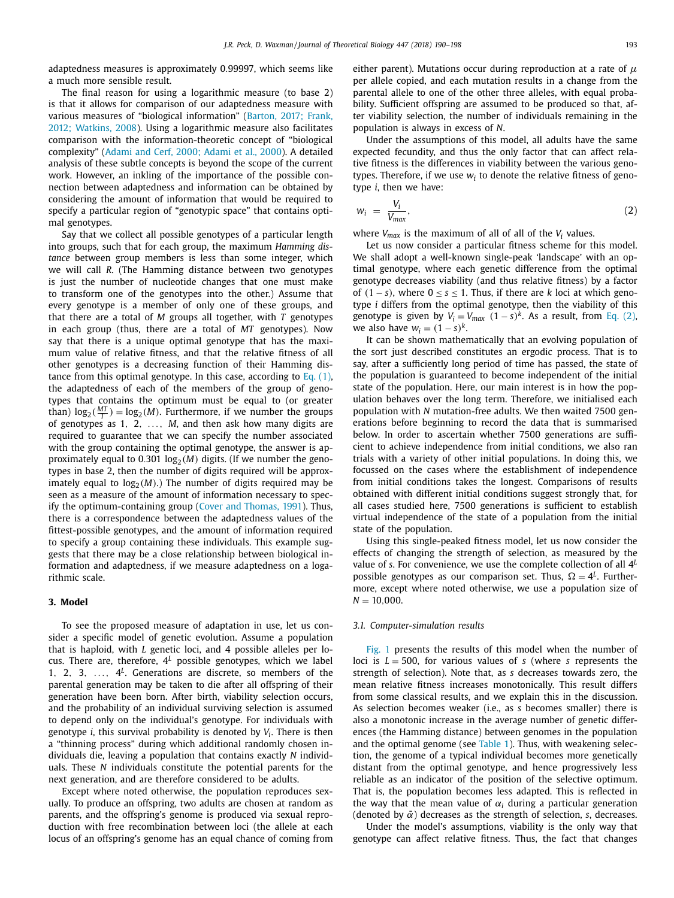adaptedness measures is approximately 0.99997, which seems like a much more sensible result.

The final reason for using a logarithmic measure (to base 2) is that it allows for comparison of our adaptedness measure with various measures of "biological information" (Barton, 2017; Frank, 2012; Watkins, 2008). Using a logarithmic measure also facilitates comparison with the information-theoretic concept of "biological complexity" (Adami and Cerf, 2000; Adami et al., 2000). A detailed analysis of these subtle concepts is beyond the scope of the current work. However, an inkling of the importance of the possible connection between adaptedness and information can be obtained by considering the amount of information that would be required to specify a particular region of "genotypic space" that contains optimal genotypes.

Say that we collect all possible genotypes of a particular length into groups, such that for each group, the maximum *Hamming distance* between group members is less than some integer, which we will call *R*. (The Hamming distance between two genotypes is just the number of nucleotide changes that one must make to transform one of the genotypes into the other.) Assume that every genotype is a member of only one of these groups, and that there are a total of *M* groups all together, with *T* genotypes in each group (thus, there are a total of *MT* genotypes). Now say that there is a unique optimal genotype that has the maximum value of relative fitness, and that the relative fitness of all other genotypes is a decreasing function of their Hamming distance from this optimal genotype. In this case, according to Eq. (1), the adaptedness of each of the members of the group of genotypes that contains the optimum must be equal to (or greater than) $\log_2(\frac{MT}{T}) = \log_2(M)$. Furthermore, if we number the groups of genotypes as $1, 2, \ldots, M$, and then ask how many digits are required to guarantee that we can specify the number associated with the group containing the optimal genotype, the answer is approximately equal to $0.301 \log_2(M)$ digits. (If we number the genotypes in base 2, then the number of digits required will be approximately equal to $\log_2(M)$.) The number of digits required may be seen as a measure of the amount of information necessary to specify the optimum-containing group (Cover and Thomas, 1991). Thus, there is a correspondence between the adaptedness values of the fittest-possible genotypes, and the amount of information required to specify a group containing these individuals. This example suggests that there may be a close relationship between biological information and adaptedness, if we measure adaptedness on a logarithmic scale.

## 3. Model

To see the proposed measure of adaptation in use, let us consider a specific model of genetic evolution. Assume a population that is haploid, with *L* genetic loci, and 4 possible alleles per locus. There are, therefore, $4^L$ possible genotypes, which we label $1, 2, 3, \ldots, 4^L$. Generations are discrete, so members of the parental generation may be taken to die after all offspring of their generation have been born. After birth, viability selection occurs, and the probability of an individual surviving selection is assumed to depend only on the individual's genotype. For individuals with genotype *i*, this survival probability is denoted by $V_i$. There is then a "thinning process" during which additional randomly chosen individuals die, leaving a population that contains exactly *N* individuals. These *N* individuals constitute the potential parents for the next generation, and are therefore considered to be adults.

Except where noted otherwise, the population reproduces sexually. To produce an offspring, two adults are chosen at random as parents, and the offspring's genome is produced via sexual reproduction with free recombination between loci (the allele at each locus of an offspring's genome has an equal chance of coming from either parent). Mutations occur during reproduction at a rate of $\mu$ per allele copied, and each mutation results in a change from the parental allele to one of the other three alleles, with equal probability. Sufficient offspring are assumed to be produced so that, after viability selection, the number of individuals remaining in the population is always in excess of *N*.

Under the assumptions of this model, all adults have the same expected fecundity, and thus the only factor that can affect relative fitness is the differences in viability between the various genotypes. Therefore, if we use $w_i$ to denote the relative fitness of genotype *i*, then we have:

$$w_i = \frac{V_i}{V_{max}}, \tag{2}$$

where $V_{max}$ is the maximum of all of all of the $V_i$ values.

Let us now consider a particular fitness scheme for this model. We shall adopt a well-known single-peak 'landscape' with an optimal genotype, where each genetic difference from the optimal genotype decreases viability (and thus relative fitness) by a factor of $(1 - s)$, where $0 \leq s \leq 1$. Thus, if there are *k* loci at which genotype *i* differs from the optimal genotype, then the viability of this genotype is given by $V_i = V_{max} \; (1 - s)^k$. As a result, from Eq. (2), we also have $w_i = (1 - s)^k$.

It can be shown mathematically that an evolving population of the sort just described constitutes an ergodic process. That is to say, after a sufficiently long period of time has passed, the state of the population is guaranteed to become independent of the initial state of the population. Here, our main interest is in how the population behaves over the long term. Therefore, we initialised each population with *N* mutation-free adults. We then waited 7500 generations before beginning to record the data that is summarised below. In order to ascertain whether 7500 generations are sufficient to achieve independence from initial conditions, we also ran trials with a variety of other initial populations. In doing this, we focussed on the cases where the establishment of independence from initial conditions takes the longest. Comparisons of results obtained with different initial conditions suggest strongly that, for all cases studied here, 7500 generations is sufficient to establish virtual independence of the state of a population from the initial state of the population.

Using this single-peaked fitness model, let us now consider the effects of changing the strength of selection, as measured by the value of *s*. For convenience, we use the complete collection of all $4^L$ possible genotypes as our comparison set. Thus, $\Omega = 4^L$. Furthermore, except where noted otherwise, we use a population size of $N = 10{,}000$.

### 3.1. Computer-simulation results

Fig. 1 presents the results of this model when the number of loci is $L = 500$, for various values of *s* (where *s* represents the strength of selection). Note that, as *s* decreases towards zero, the mean relative fitness increases monotonically. This result differs from some classical results, and we explain this in the discussion. As selection becomes weaker (i.e., as *s* becomes smaller) there is also a monotonic increase in the average number of genetic differences (the Hamming distance) between genomes in the population and the optimal genome (see Table 1). Thus, with weakening selection, the genome of a typical individual becomes more genetically distant from the optimal genotype, and hence progressively less reliable as an indicator of the position of the selective optimum. That is, the population becomes less adapted. This is reflected in the way that the mean value of $\alpha_i$ during a particular generation (denoted by $\bar{\alpha}$) decreases as the strength of selection, *s*, decreases.

Under the model's assumptions, viability is the only way that genotype can affect relative fitness. Thus, the fact that changes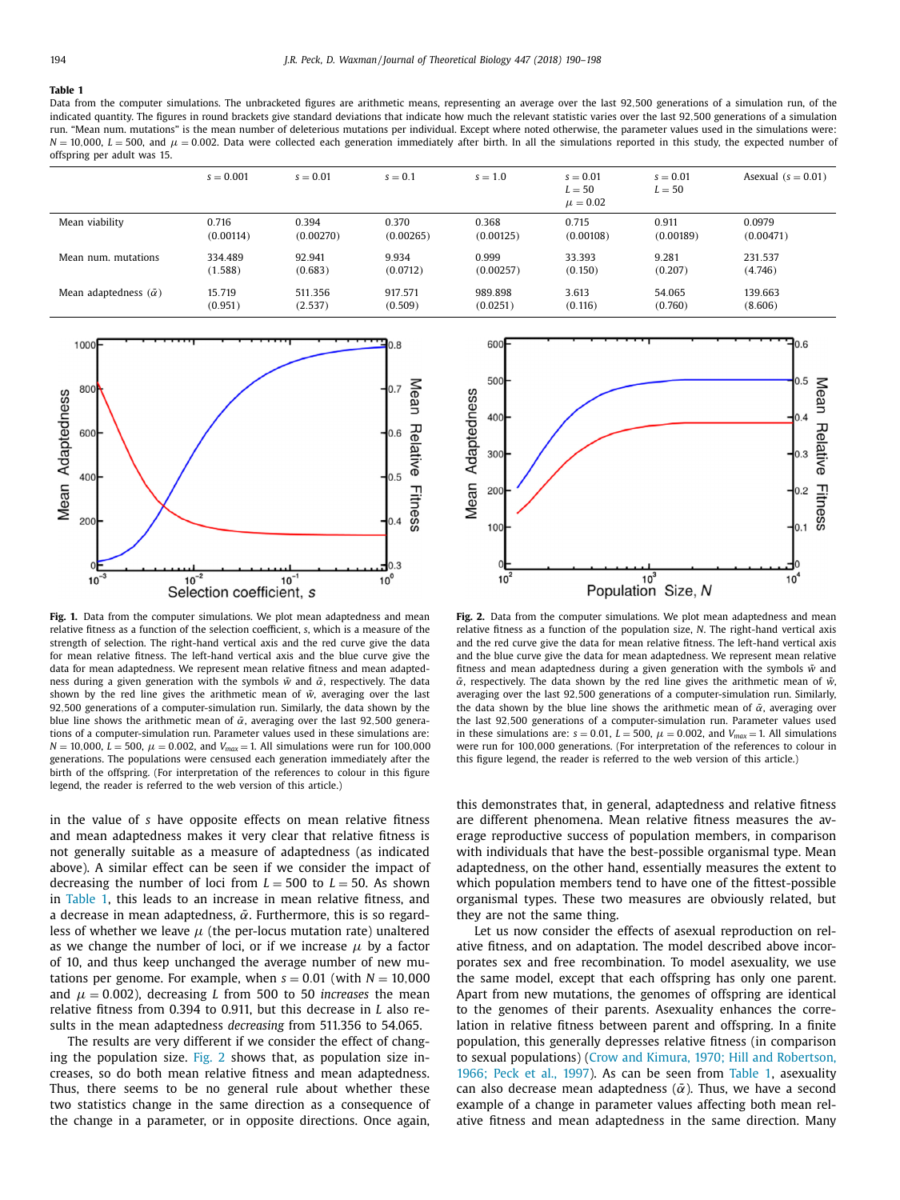**Table 1**
Data from the computer simulations. The unbracketed figures are arithmetic means, representing an average over the last 92,500 generations of a simulation run, of the indicated quantity. The figures in round brackets give standard deviations that indicate how much the relevant statistic varies over the last 92,500 generations of a simulation run. "Mean num. mutations" is the mean number of deleterious mutations per individual. Except where noted otherwise, the parameter values used in the simulations were: $N = 10{,}000$, $L = 500$, and $\mu = 0.002$. Data were collected each generation immediately after birth. In all the simulations reported in this study, the expected number of offspring per adult was 15.

| | $s = 0.001$ | $s = 0.01$ | $s = 0.1$ | $s = 1.0$ | $s = 0.01$ $L = 50$ $\mu = 0.02$ | $s = 0.01$ $L = 50$ | Asexual ($s = 0.01$) |
|---|---|---|---|---|---|---|---|
| Mean viability | 0.716 (0.00114) | 0.394 (0.00270) | 0.370 (0.00265) | 0.368 (0.00125) | 0.715 (0.00108) | 0.911 (0.00189) | 0.0979 (0.00471) |
| Mean num. mutations | 334.489 (1.588) | 92.941 (0.683) | 9.934 (0.0712) | 0.999 (0.00257) | 33.393 (0.150) | 9.281 (0.207) | 231.537 (4.746) |
| Mean adaptedness ($\bar{\alpha}$) | 15.719 (0.951) | 511.356 (2.537) | 917.571 (0.509) | 989.898 (0.0251) | 3.613 (0.116) | 54.065 (0.760) | 139.663 (8.606) |

**Fig. 1.** Data from the computer simulations. We plot mean adaptedness and mean relative fitness as a function of the selection coefficient, $s$, which is a measure of the strength of selection. The right-hand vertical axis and the red curve give the data for mean relative fitness. The left-hand vertical axis and the blue curve give the data for mean adaptedness. We represent mean relative fitness and mean adaptedness during a given generation with the symbols $\bar{w}$ and $\bar{\alpha}$, respectively. The data shown by the red line gives the arithmetic mean of $\bar{w}$, averaging over the last 92,500 generations of a computer-simulation run. Similarly, the data shown by the blue line shows the arithmetic mean of $\bar{\alpha}$, averaging over the last 92,500 generations of a computer-simulation run. Parameter values used in these simulations are: $N = 10{,}000$, $L = 500$, $\mu = 0.002$, and $V_{max} = 1$. All simulations were run for 100,000 generations. The populations were censused each generation immediately after the birth of the offspring. (For interpretation of the references to colour in this figure legend, the reader is referred to the web version of this article.)

**Fig. 2.** Data from the computer simulations. We plot mean adaptedness and mean relative fitness as a function of the population size, $N$. The right-hand vertical axis and the red curve give the data for mean relative fitness. The left-hand vertical axis and the blue curve give the data for mean adaptedness. We represent mean relative fitness and mean adaptedness during a given generation with the symbols $\bar{w}$ and $\bar{\alpha}$, respectively. The data shown by the red line gives the arithmetic mean of $\bar{w}$, averaging over the last 92,500 generations of a computer-simulation run. Similarly, the data shown by the blue line shows the arithmetic mean of $\bar{\alpha}$, averaging over the last 92,500 generations of a computer-simulation run. Parameter values used in these simulations are: $s = 0.01$, $L = 500$, $\mu = 0.002$, and $V_{max} = 1$. All simulations were run for 100,000 generations. (For interpretation of the references to colour in this figure legend, the reader is referred to the web version of this article.)

in the value of $s$ have opposite effects on mean relative fitness and mean adaptedness makes it very clear that relative fitness is not generally suitable as a measure of adaptedness (as indicated above). A similar effect can be seen if we consider the impact of decreasing the number of loci from $L = 500$ to $L = 50$. As shown in Table 1, this leads to an increase in mean relative fitness, and a decrease in mean adaptedness, $\bar{\alpha}$. Furthermore, this is so regardless of whether we leave $\mu$ (the per-locus mutation rate) unaltered as we change the number of loci, or if we increase $\mu$ by a factor of 10, and thus keep unchanged the average number of new mutations per genome. For example, when $s = 0.01$ (with $N = 10{,}000$ and $\mu = 0.002$), decreasing $L$ from 500 to 50 *increases* the mean relative fitness from 0.394 to 0.911, but this decrease in $L$ also results in the mean adaptedness *decreasing* from 511.356 to 54.065.

The results are very different if we consider the effect of changing the population size. Fig. 2 shows that, as population size increases, so do both mean relative fitness and mean adaptedness. Thus, there seems to be no general rule about whether these two statistics change in the same direction as a consequence of the change in a parameter, or in opposite directions. Once again, this demonstrates that, in general, adaptedness and relative fitness are different phenomena. Mean relative fitness measures the average reproductive success of population members, in comparison with individuals that have the best-possible organismal type. Mean adaptedness, on the other hand, essentially measures the extent to which population members tend to have one of the fittest-possible organismal types. These two measures are obviously related, but they are not the same thing.

Let us now consider the effects of asexual reproduction on relative fitness, and on adaptation. The model described above incorporates sex and free recombination. To model asexuality, we use the same model, except that each offspring has only one parent. Apart from new mutations, the genomes of offspring are identical to the genomes of their parents. Asexuality enhances the correlation in relative fitness between parent and offspring. In a finite population, this generally depresses relative fitness (in comparison to sexual populations) (Crow and Kimura, 1970; Hill and Robertson, 1966; Peck et al., 1997). As can be seen from Table 1, asexuality can also decrease mean adaptedness ($\bar{\alpha}$). Thus, we have a second example of a change in parameter values affecting both mean relative fitness and mean adaptedness in the same direction. Many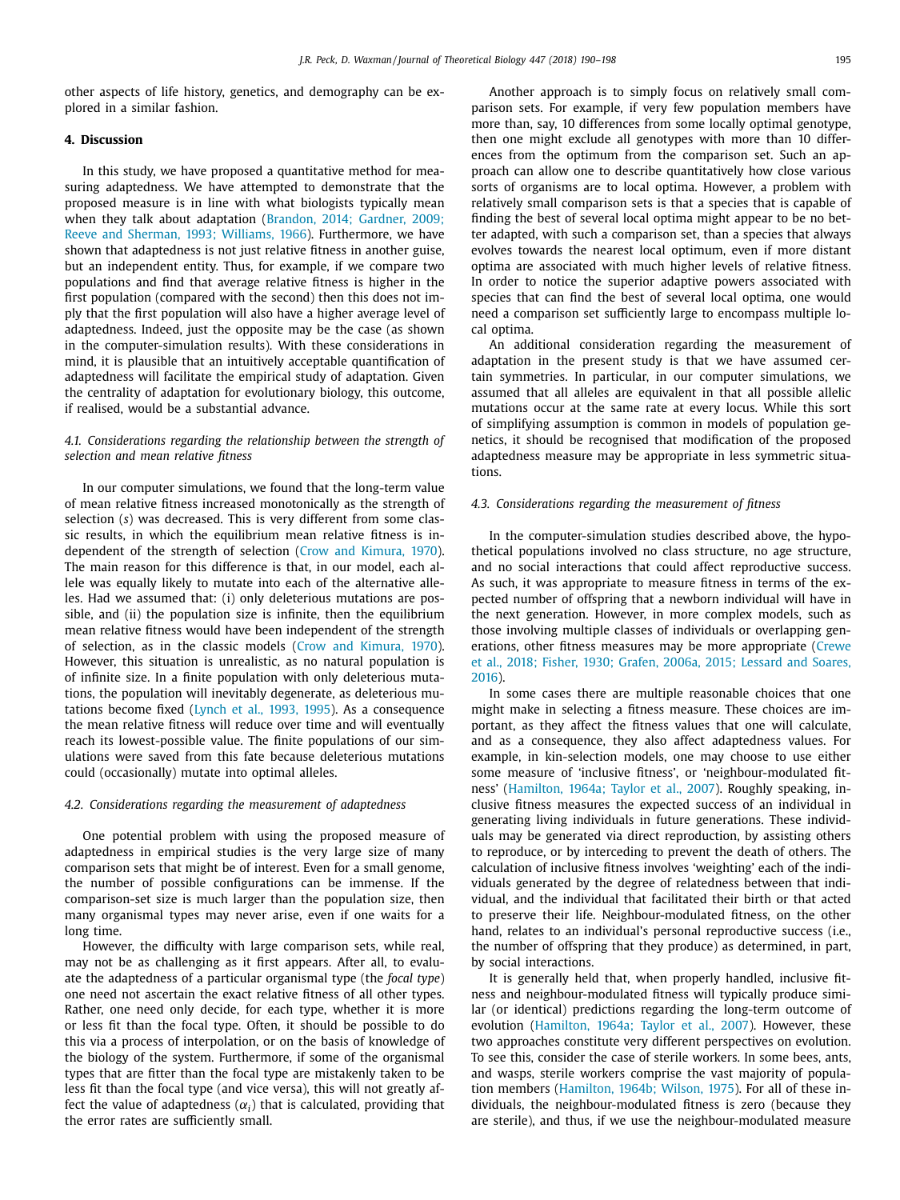other aspects of life history, genetics, and demography can be explored in a similar fashion.

## 4. Discussion

In this study, we have proposed a quantitative method for measuring adaptedness. We have attempted to demonstrate that the proposed measure is in line with what biologists typically mean when they talk about adaptation (Brandon, 2014; Gardner, 2009; Reeve and Sherman, 1993; Williams, 1966). Furthermore, we have shown that adaptedness is not just relative fitness in another guise, but an independent entity. Thus, for example, if we compare two populations and find that average relative fitness is higher in the first population (compared with the second) then this does not imply that the first population will also have a higher average level of adaptedness. Indeed, just the opposite may be the case (as shown in the computer-simulation results). With these considerations in mind, it is plausible that an intuitively acceptable quantification of adaptedness will facilitate the empirical study of adaptation. Given the centrality of adaptation for evolutionary biology, this outcome, if realised, would be a substantial advance.

### *4.1. Considerations regarding the relationship between the strength of selection and mean relative fitness*

In our computer simulations, we found that the long-term value of mean relative fitness increased monotonically as the strength of selection ($s$) was decreased. This is very different from some classic results, in which the equilibrium mean relative fitness is independent of the strength of selection (Crow and Kimura, 1970). The main reason for this difference is that, in our model, each allele was equally likely to mutate into each of the alternative alleles. Had we assumed that: (i) only deleterious mutations are possible, and (ii) the population size is infinite, then the equilibrium mean relative fitness would have been independent of the strength of selection, as in the classic models (Crow and Kimura, 1970). However, this situation is unrealistic, as no natural population is of infinite size. In a finite population with only deleterious mutations, the population will inevitably degenerate, as deleterious mutations become fixed (Lynch et al., 1993, 1995). As a consequence the mean relative fitness will reduce over time and will eventually reach its lowest-possible value. The finite populations of our simulations were saved from this fate because deleterious mutations could (occasionally) mutate into optimal alleles.

### *4.2. Considerations regarding the measurement of adaptedness*

One potential problem with using the proposed measure of adaptedness in empirical studies is the very large size of many comparison sets that might be of interest. Even for a small genome, the number of possible configurations can be immense. If the comparison-set size is much larger than the population size, then many organismal types may never arise, even if one waits for a long time.

However, the difficulty with large comparison sets, while real, may not be as challenging as it first appears. After all, to evaluate the adaptedness of a particular organismal type (the *focal type*) one need not ascertain the exact relative fitness of all other types. Rather, one need only decide, for each type, whether it is more or less fit than the focal type. Often, it should be possible to do this via a process of interpolation, or on the basis of knowledge of the biology of the system. Furthermore, if some of the organismal types that are fitter than the focal type are mistakenly taken to be less fit than the focal type (and vice versa), this will not greatly affect the value of adaptedness ($\alpha_i$) that is calculated, providing that the error rates are sufficiently small.

Another approach is to simply focus on relatively small comparison sets. For example, if very few population members have more than, say, 10 differences from some locally optimal genotype, then one might exclude all genotypes with more than 10 differences from the optimum from the comparison set. Such an approach can allow one to describe quantitatively how close various sorts of organisms are to local optima. However, a problem with relatively small comparison sets is that a species that is capable of finding the best of several local optima might appear to be no better adapted, with such a comparison set, than a species that always evolves towards the nearest local optimum, even if more distant optima are associated with much higher levels of relative fitness. In order to notice the superior adaptive powers associated with species that can find the best of several local optima, one would need a comparison set sufficiently large to encompass multiple local optima.

An additional consideration regarding the measurement of adaptation in the present study is that we have assumed certain symmetries. In particular, in our computer simulations, we assumed that all alleles are equivalent in that all possible allelic mutations occur at the same rate at every locus. While this sort of simplifying assumption is common in models of population genetics, it should be recognised that modification of the proposed adaptedness measure may be appropriate in less symmetric situations.

### *4.3. Considerations regarding the measurement of fitness*

In the computer-simulation studies described above, the hypothetical populations involved no class structure, no age structure, and no social interactions that could affect reproductive success. As such, it was appropriate to measure fitness in terms of the expected number of offspring that a newborn individual will have in the next generation. However, in more complex models, such as those involving multiple classes of individuals or overlapping generations, other fitness measures may be more appropriate (Crewe et al., 2018; Fisher, 1930; Grafen, 2006a, 2015; Lessard and Soares, 2016).

In some cases there are multiple reasonable choices that one might make in selecting a fitness measure. These choices are important, as they affect the fitness values that one will calculate, and as a consequence, they also affect adaptedness values. For example, in kin-selection models, one may choose to use either some measure of 'inclusive fitness', or 'neighbour-modulated fitness' (Hamilton, 1964a; Taylor et al., 2007). Roughly speaking, inclusive fitness measures the expected success of an individual in generating living individuals in future generations. These individuals may be generated via direct reproduction, by assisting others to reproduce, or by interceding to prevent the death of others. The calculation of inclusive fitness involves 'weighting' each of the individuals generated by the degree of relatedness between that individual, and the individual that facilitated their birth or that acted to preserve their life. Neighbour-modulated fitness, on the other hand, relates to an individual's personal reproductive success (i.e., the number of offspring that they produce) as determined, in part, by social interactions.

It is generally held that, when properly handled, inclusive fitness and neighbour-modulated fitness will typically produce similar (or identical) predictions regarding the long-term outcome of evolution (Hamilton, 1964a; Taylor et al., 2007). However, these two approaches constitute very different perspectives on evolution. To see this, consider the case of sterile workers. In some bees, ants, and wasps, sterile workers comprise the vast majority of population members (Hamilton, 1964b; Wilson, 1975). For all of these individuals, the neighbour-modulated fitness is zero (because they are sterile), and thus, if we use the neighbour-modulated measure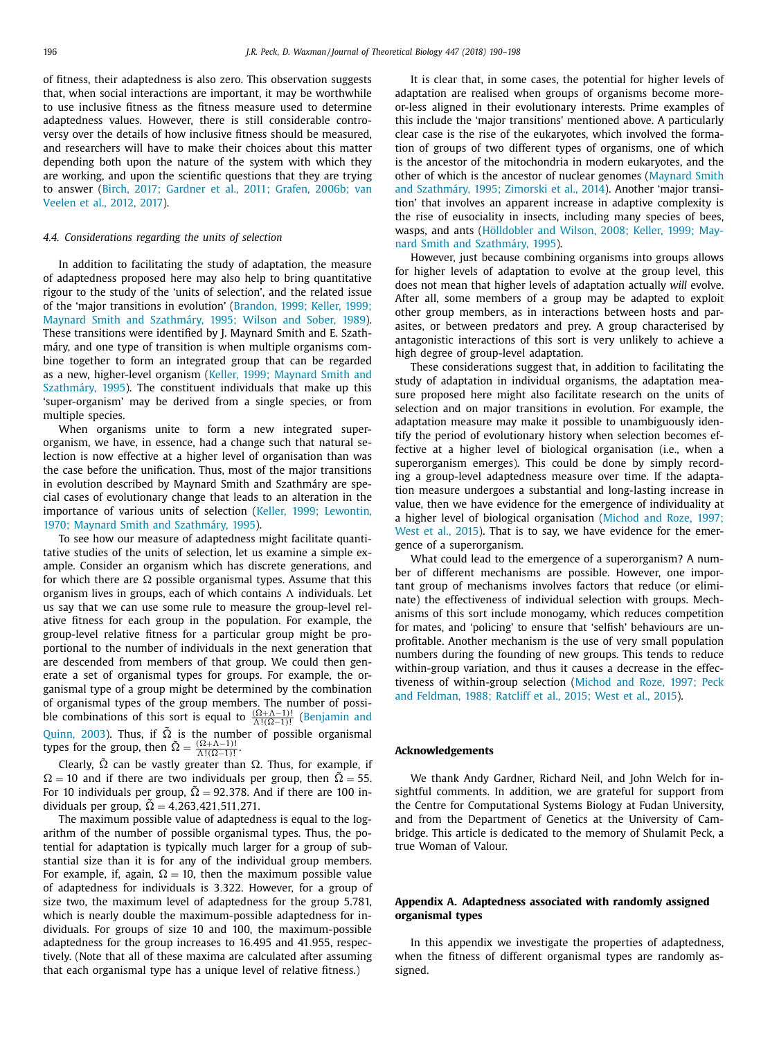of fitness, their adaptedness is also zero. This observation suggests that, when social interactions are important, it may be worthwhile to use inclusive fitness as the fitness measure used to determine adaptedness values. However, there is still considerable controversy over the details of how inclusive fitness should be measured, and researchers will have to make their choices about this matter depending both upon the nature of the system with which they are working, and upon the scientific questions that they are trying to answer (Birch, 2017; Gardner et al., 2011; Grafen, 2006b; van Veelen et al., 2012, 2017).

### *4.4. Considerations regarding the units of selection*

In addition to facilitating the study of adaptation, the measure of adaptedness proposed here may also help to bring quantitative rigour to the study of the 'units of selection', and the related issue of the 'major transitions in evolution' (Brandon, 1999; Keller, 1999; Maynard Smith and Szathmáry, 1995; Wilson and Sober, 1989). These transitions were identified by J. Maynard Smith and E. Szathmáry, and one type of transition is when multiple organisms combine together to form an integrated group that can be regarded as a new, higher-level organism (Keller, 1999; Maynard Smith and Szathmáry, 1995). The constituent individuals that make up this 'super-organism' may be derived from a single species, or from multiple species.

When organisms unite to form a new integrated superorganism, we have, in essence, had a change such that natural selection is now effective at a higher level of organisation than was the case before the unification. Thus, most of the major transitions in evolution described by Maynard Smith and Szathmáry are special cases of evolutionary change that leads to an alteration in the importance of various units of selection (Keller, 1999; Lewontin, 1970; Maynard Smith and Szathmáry, 1995).

To see how our measure of adaptedness might facilitate quantitative studies of the units of selection, let us examine a simple example. Consider an organism which has discrete generations, and for which there are $\Omega$ possible organismal types. Assume that this organism lives in groups, each of which contains $\Lambda$ individuals. Let us say that we can use some rule to measure the group-level relative fitness for each group in the population. For example, the group-level relative fitness for a particular group might be proportional to the number of individuals in the next generation that are descended from members of that group. We could then generate a set of organismal types for groups. For example, the organismal type of a group might be determined by the combination of organismal types of the group members. The number of possible combinations of this sort is equal to $\frac{(\Omega+\Lambda-1)!}{\Lambda!(\Omega-1)!}$ (Benjamin and Quinn, 2003). Thus, if $\tilde{\Omega}$ is the number of possible organismal types for the group, then $\tilde{\Omega} = \frac{(\Omega+\Lambda-1)!}{\Lambda!(\Omega-1)!}$.

Clearly, $\tilde{\Omega}$ can be vastly greater than $\Omega$. Thus, for example, if $\Omega = 10$ and if there are two individuals per group, then $\tilde{\Omega} = 55$. For 10 individuals per group, $\tilde{\Omega} = 92{,}378$. And if there are 100 individuals per group, $\tilde{\Omega} = 4{,}263{,}421{,}511{,}271$.

The maximum possible value of adaptedness is equal to the logarithm of the number of possible organismal types. Thus, the potential for adaptation is typically much larger for a group of substantial size than it is for any of the individual group members. For example, if, again, $\Omega = 10$, then the maximum possible value of adaptedness for individuals is 3.322. However, for a group of size two, the maximum level of adaptedness for the group 5.781, which is nearly double the maximum-possible adaptedness for individuals. For groups of size 10 and 100, the maximum-possible adaptedness for the group increases to 16.495 and 41.955, respectively. (Note that all of these maxima are calculated after assuming that each organismal type has a unique level of relative fitness.)

It is clear that, in some cases, the potential for higher levels of adaptation are realised when groups of organisms become more-or-less aligned in their evolutionary interests. Prime examples of this include the 'major transitions' mentioned above. A particularly clear case is the rise of the eukaryotes, which involved the formation of groups of two different types of organisms, one of which is the ancestor of the mitochondria in modern eukaryotes, and the other of which is the ancestor of nuclear genomes (Maynard Smith and Szathmáry, 1995; Zimorski et al., 2014). Another 'major transition' that involves an apparent increase in adaptive complexity is the rise of eusociality in insects, including many species of bees, wasps, and ants (Hölldobler and Wilson, 2008; Keller, 1999; Maynard Smith and Szathmáry, 1995).

However, just because combining organisms into groups allows for higher levels of adaptation to evolve at the group level, this does not mean that higher levels of adaptation actually *will* evolve. After all, some members of a group may be adapted to exploit other group members, as in interactions between hosts and parasites, or between predators and prey. A group characterised by antagonistic interactions of this sort is very unlikely to achieve a high degree of group-level adaptation.

These considerations suggest that, in addition to facilitating the study of adaptation in individual organisms, the adaptation measure proposed here might also facilitate research on the units of selection and on major transitions in evolution. For example, the adaptation measure may make it possible to unambiguously identify the period of evolutionary history when selection becomes effective at a higher level of biological organisation (i.e., when a superorganism emerges). This could be done by simply recording a group-level adaptedness measure over time. If the adaptation measure undergoes a substantial and long-lasting increase in value, then we have evidence for the emergence of individuality at a higher level of biological organisation (Michod and Roze, 1997; West et al., 2015). That is to say, we have evidence for the emergence of a superorganism.

What could lead to the emergence of a superorganism? A number of different mechanisms are possible. However, one important group of mechanisms involves factors that reduce (or eliminate) the effectiveness of individual selection with groups. Mechanisms of this sort include monogamy, which reduces competition for mates, and 'policing' to ensure that 'selfish' behaviours are unprofitable. Another mechanism is the use of very small population numbers during the founding of new groups. This tends to reduce within-group variation, and thus it causes a decrease in the effectiveness of within-group selection (Michod and Roze, 1997; Peck and Feldman, 1988; Ratcliff et al., 2015; West et al., 2015).

## Acknowledgements

We thank Andy Gardner, Richard Neil, and John Welch for insightful comments. In addition, we are grateful for support from the Centre for Computational Systems Biology at Fudan University, and from the Department of Genetics at the University of Cambridge. This article is dedicated to the memory of Shulamit Peck, a true Woman of Valour.

## Appendix A. Adaptedness associated with randomly assigned organismal types

In this appendix we investigate the properties of adaptedness, when the fitness of different organismal types are randomly assigned.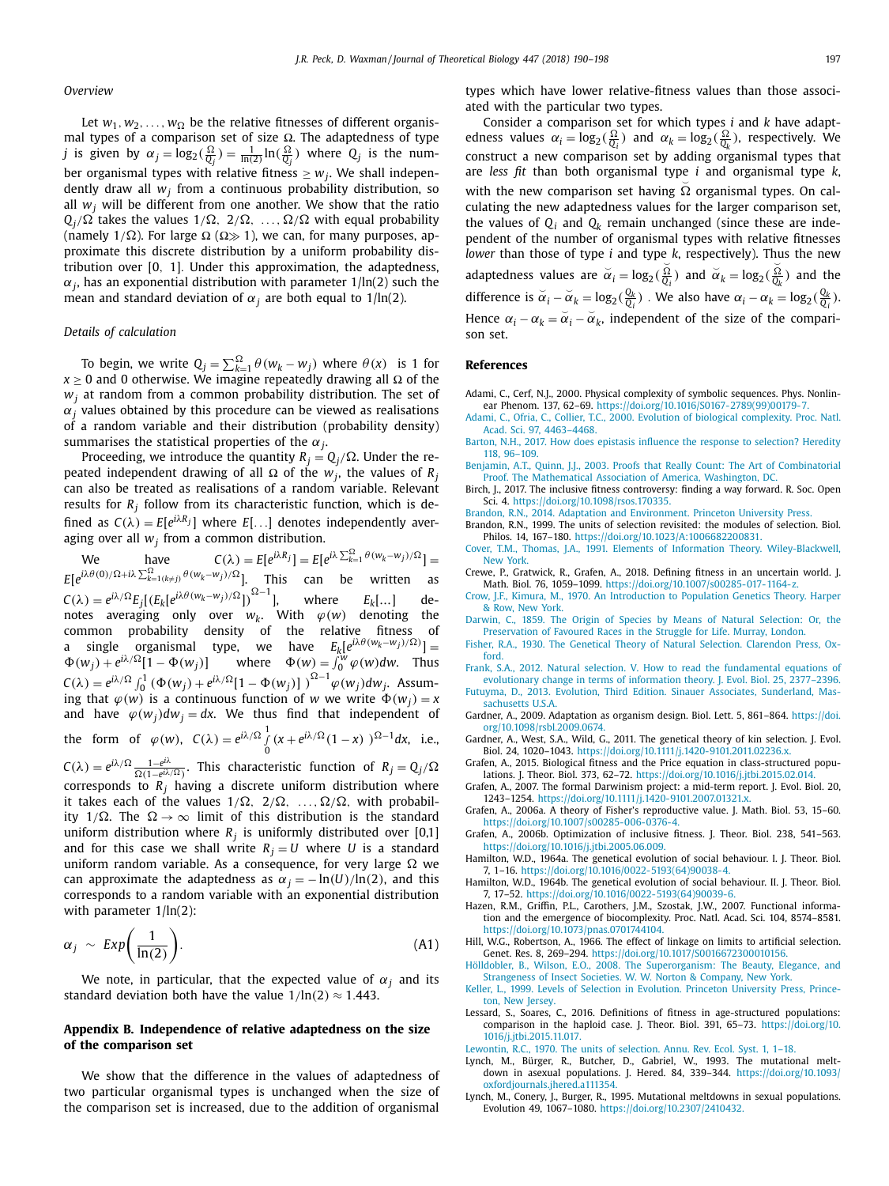*Overview*

Let $w_1, w_2, \ldots, w_\Omega$ be the relative fitnesses of different organismal types of a comparison set of size $\Omega$. The adaptedness of type $j$ is given by $\alpha_j = \log_2(\frac{\Omega}{Q_j}) = \frac{1}{\ln(2)}\ln(\frac{\Omega}{Q_j})$ where $Q_j$ is the number organismal types with relative fitness $\geq w_j$. We shall independently draw all $w_j$ from a continuous probability distribution, so all $w_j$ will be different from one another. We show that the ratio $Q_j/\Omega$ takes the values $1/\Omega,\ 2/\Omega,\ \ldots, \Omega/\Omega$ with equal probability (namely $1/\Omega$). For large $\Omega$ ($\Omega \gg 1$), we can, for many purposes, approximate this discrete distribution by a uniform probability distribution over $[0,\ 1]$. Under this approximation, the adaptedness, $\alpha_j$, has an exponential distribution with parameter $1/\ln(2)$ such the mean and standard deviation of $\alpha_j$ are both equal to $1/\ln(2)$.

*Details of calculation*

To begin, we write $Q_j = \sum_{k=1}^{\Omega} \theta(w_k - w_j)$ where $\theta(x)$ is 1 for $x \geq 0$ and 0 otherwise. We imagine repeatedly drawing all $\Omega$ of the $w_j$ at random from a common probability distribution. The set of $\alpha_j$ values obtained by this procedure can be viewed as realisations of a random variable and their distribution (probability density) summarises the statistical properties of the $\alpha_j$.

Proceeding, we introduce the quantity $R_j = Q_j/\Omega$. Under the repeated independent drawing of all $\Omega$ of the $w_j$, the values of $R_j$ can also be treated as realisations of a random variable. Relevant results for $R_j$ follow from its characteristic function, which is defined as $C(\lambda) = E[e^{i\lambda R_j}]$ where $E[\ldots]$ denotes independently averaging over all $w_j$ from a common distribution.

We have $C(\lambda) = E[e^{i\lambda R_j}] = E[e^{i\lambda \sum_{k=1}^{\Omega} \theta(w_k - w_j)/\Omega}] = E[e^{i\lambda\theta(0)/\Omega + i\lambda\sum_{k=1(k\neq j)}^{\Omega}\theta(w_k - w_j)/\Omega}]$. This can be written as $C(\lambda) = e^{i\lambda/\Omega} E_j[(E_k[e^{i\lambda\theta(w_k - w_j)/\Omega}])^{\Omega-1}]$, where $E_k[\ldots]$ denotes averaging only over $w_k$. With $\varphi(w)$ denoting the common probability density of the relative fitness of a single organismal type, we have $E_k[e^{i\lambda\theta(w_k - w_j)/\Omega}] = \Phi(w_j) + e^{i\lambda/\Omega}[1 - \Phi(w_j)]$ where $\Phi(w) = \int_0^W \varphi(w)dw$. Thus $C(\lambda) = e^{i\lambda/\Omega}\int_0^1 (\Phi(w_j) + e^{i\lambda/\Omega}[1 - \Phi(w_j)]\ )^{\Omega-1}\varphi(w_j)dw_j$. Assuming that $\varphi(w)$ is a continuous function of $w$ we write $\Phi(w_j) = x$ and have $\varphi(w_j)dw_j = dx$. We thus find that independent of the form of $\varphi(w)$, $C(\lambda) = e^{i\lambda/\Omega}\int_0^1 (x + e^{i\lambda/\Omega}(1 - x)\ )^{\Omega-1}dx$, i.e., $C(\lambda) = e^{i\lambda/\Omega}\frac{1 - e^{i\lambda}}{\Omega(1 - e^{i\lambda/\Omega})}$. This characteristic function of $R_j = Q_j/\Omega$ corresponds to $R_j$ having a discrete uniform distribution where it takes each of the values $1/\Omega,\ 2/\Omega,\ \ldots, \Omega/\Omega$, with probability $1/\Omega$. The $\Omega \to \infty$ limit of this distribution is the standard uniform distribution where $R_j$ is uniformly distributed over [0,1] and for this case we shall write $R_j = U$ where $U$ is a standard uniform random variable. As a consequence, for very large $\Omega$ we can approximate the adaptedness as $\alpha_j = -\ln(U)/\ln(2)$, and this corresponds to a random variable with an exponential distribution with parameter $1/\ln(2)$:

$$\alpha_j \sim Exp\left(\frac{1}{\ln(2)}\right). \tag{A1}$$

We note, in particular, that the expected value of $\alpha_j$ and its standard deviation both have the value $1/\ln(2) \approx 1.443$.

## Appendix B. Independence of relative adaptedness on the size of the comparison set

We show that the difference in the values of adaptedness of two particular organismal types is unchanged when the size of the comparison set is increased, due to the addition of organismal types which have lower relative-fitness values than those associated with the particular two types.

Consider a comparison set for which types $i$ and $k$ have adaptedness values $\alpha_i = \log_2(\frac{\Omega}{Q_i})$ and $\alpha_k = \log_2(\frac{\Omega}{Q_k})$, respectively. We construct a new comparison set by adding organismal types that are *less fit* than both organismal type $i$ and organismal type $k$, with the new comparison set having $\breve{\Omega}$ organismal types. On calculating the new adaptedness values for the larger comparison set, the values of $Q_i$ and $Q_k$ remain unchanged (since these are independent of the number of organismal types with relative fitnesses *lower* than those of type $i$ and type $k$, respectively). Thus the new adaptedness values are $\breve{\alpha}_i = \log_2(\frac{\breve{\Omega}}{Q_i})$ and $\breve{\alpha}_k = \log_2(\frac{\breve{\Omega}}{Q_k})$ and the difference is $\breve{\alpha}_i - \breve{\alpha}_k = \log_2(\frac{Q_k}{Q_i})$ . We also have $\alpha_i - \alpha_k = \log_2(\frac{Q_k}{Q_i})$. Hence $\alpha_i - \alpha_k = \breve{\alpha}_i - \breve{\alpha}_k$, independent of the size of the comparison set.

## References

Adami, C., Cerf, N.J., 2000. Physical complexity of symbolic sequences. Phys. Nonlinear Phenom. 137, 62–69. https://doi.org/10.1016/S0167-2789(99)00179-7.

Adami, C., Ofria, C., Collier, T.C., 2000. Evolution of biological complexity. Proc. Natl. Acad. Sci. 97, 4463–4468.

Barton, N.H., 2017. How does epistasis influence the response to selection? Heredity 118, 96–109.

Benjamin, A.T., Quinn, J.J., 2003. Proofs that Really Count: The Art of Combinatorial Proof. The Mathematical Association of America, Washington, DC.

Birch, J., 2017. The inclusive fitness controversy: finding a way forward. R. Soc. Open Sci. 4. https://doi.org/10.1098/rsos.170335.

Brandon, R.N., 2014. Adaptation and Environment. Princeton University Press.

Brandon, R.N., 1999. The units of selection revisited: the modules of selection. Biol. Philos. 14, 167–180. https://doi.org/10.1023/A:1006682200831.

Cover, T.M., Thomas, J.A., 1991. Elements of Information Theory. Wiley-Blackwell, New York.

Crewe, P., Gratwick, R., Grafen, A., 2018. Defining fitness in an uncertain world. J. Math. Biol. 76, 1059–1099. https://doi.org/10.1007/s00285-017-1164-z.

Crow, J.F., Kimura, M., 1970. An Introduction to Population Genetics Theory. Harper & Row, New York.

Darwin, C., 1859. The Origin of Species by Means of Natural Selection: Or, the Preservation of Favoured Races in the Struggle for Life. Murray, London.

Fisher, R.A., 1930. The Genetical Theory of Natural Selection. Clarendon Press, Oxford.

Frank, S.A., 2012. Natural selection. V. How to read the fundamental equations of evolutionary change in terms of information theory. J. Evol. Biol. 25, 2377–2396.

Futuyma, D., 2013. Evolution, Third Edition. Sinauer Associates, Sunderland, Massachusetts U.S.A.

Gardner, A., 2009. Adaptation as organism design. Biol. Lett. 5, 861–864. https://doi.org/10.1098/rsbl.2009.0674.

Gardner, A., West, S.A., Wild, G., 2011. The genetical theory of kin selection. J. Evol. Biol. 24, 1020–1043. https://doi.org/10.1111/j.1420-9101.2011.02236.x.

Grafen, A., 2015. Biological fitness and the Price equation in class-structured populations. J. Theor. Biol. 373, 62–72. https://doi.org/10.1016/j.jtbi.2015.02.014.

Grafen, A., 2007. The formal Darwinism project: a mid-term report. J. Evol. Biol. 20, 1243–1254. https://doi.org/10.1111/j.1420-9101.2007.01321.x.

Grafen, A., 2006a. A theory of Fisher's reproductive value. J. Math. Biol. 53, 15–60. https://doi.org/10.1007/s00285-006-0376-4.

Grafen, A., 2006b. Optimization of inclusive fitness. J. Theor. Biol. 238, 541–563. https://doi.org/10.1016/j.jtbi.2005.06.009.

Hamilton, W.D., 1964a. The genetical evolution of social behaviour. I. J. Theor. Biol. 7, 1–16. https://doi.org/10.1016/0022-5193(64)90038-4.

Hamilton, W.D., 1964b. The genetical evolution of social behaviour. II. J. Theor. Biol. 7, 17–52. https://doi.org/10.1016/0022-5193(64)90039-6.

Hazen, R.M., Griffin, P.L., Carothers, J.M., Szostak, J.W., 2007. Functional information and the emergence of biocomplexity. Proc. Natl. Acad. Sci. 104, 8574–8581. https://doi.org/10.1073/pnas.0701744104.

Hill, W.G., Robertson, A., 1966. The effect of linkage on limits to artificial selection. Genet. Res. 8, 269–294. https://doi.org/10.1017/S0016672300010156.

Hölldobler, B., Wilson, E.O., 2008. The Superorganism: The Beauty, Elegance, and Strangeness of Insect Societies. W. W. Norton & Company, New York.

Keller, L., 1999. Levels of Selection in Evolution. Princeton University Press, Princeton, New Jersey.

Lessard, S., Soares, C., 2016. Definitions of fitness in age-structured populations: comparison in the haploid case. J. Theor. Biol. 391, 65–73. https://doi.org/10.1016/j.jtbi.2015.11.017.

Lewontin, R.C., 1970. The units of selection. Annu. Rev. Ecol. Syst. 1, 1–18.

Lynch, M., Bürger, R., Butcher, D., Gabriel, W., 1993. The mutational meltdown in asexual populations. J. Hered. 84, 339–344. https://doi.org/10.1093/oxfordjournals.jhered.a111354.

Lynch, M., Conery, J., Burger, R., 1995. Mutational meltdowns in sexual populations. Evolution 49, 1067–1080. https://doi.org/10.2307/2410432.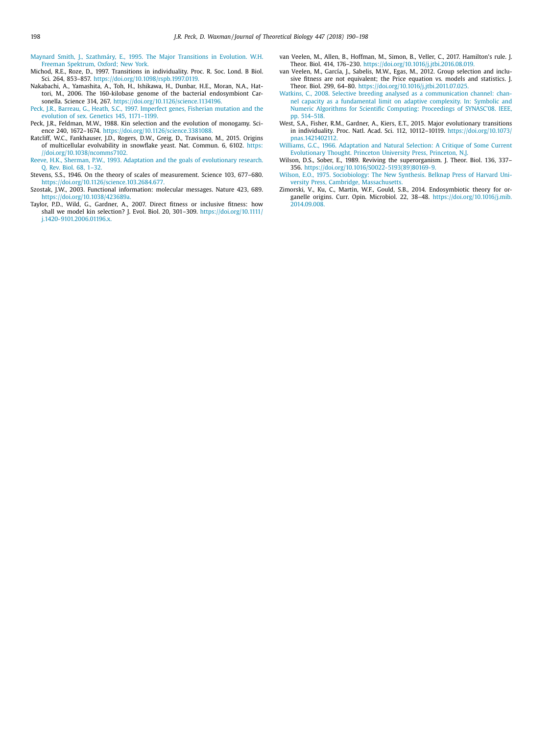Maynard Smith, J., Szathmáry, E., 1995. The Major Transitions in Evolution. W.H. Freeman Spektrum, Oxford; New York.

Michod, R.E., Roze, D., 1997. Transitions in individuality. Proc. R. Soc. Lond. B Biol. Sci. 264, 853–857. https://doi.org/10.1098/rspb.1997.0119.

Nakabachi, A., Yamashita, A., Toh, H., Ishikawa, H., Dunbar, H.E., Moran, N.A., Hattori, M., 2006. The 160-kilobase genome of the bacterial endosymbiont Carsonella. Science 314, 267. https://doi.org/10.1126/science.1134196.

Peck, J.R., Barreau, G., Heath, S.C., 1997. Imperfect genes, Fisherian mutation and the evolution of sex. Genetics 145, 1171–1199.

Peck, J.R., Feldman, M.W., 1988. Kin selection and the evolution of monogamy. Science 240, 1672–1674. https://doi.org/10.1126/science.3381088.

Ratcliff, W.C., Fankhauser, J.D., Rogers, D.W., Greig, D., Travisano, M., 2015. Origins of multicellular evolvability in snowflake yeast. Nat. Commun. 6, 6102. https://doi.org/10.1038/ncomms7102.

Reeve, H.K., Sherman, P.W., 1993. Adaptation and the goals of evolutionary research. Q. Rev. Biol. 68, 1–32.

Stevens, S.S., 1946. On the theory of scales of measurement. Science 103, 677–680. https://doi.org/10.1126/science.103.2684.677.

Szostak, J.W., 2003. Functional information: molecular messages. Nature 423, 689. https://doi.org/10.1038/423689a.

Taylor, P.D., Wild, G., Gardner, A., 2007. Direct fitness or inclusive fitness: how shall we model kin selection? J. Evol. Biol. 20, 301–309. https://doi.org/10.1111/j.1420-9101.2006.01196.x.

van Veelen, M., Allen, B., Hoffman, M., Simon, B., Veller, C., 2017. Hamilton's rule. J. Theor. Biol. 414, 176–230. https://doi.org/10.1016/j.jtbi.2016.08.019.

van Veelen, M., García, J., Sabelis, M.W., Egas, M., 2012. Group selection and inclusive fitness are not equivalent; the Price equation vs. models and statistics. J. Theor. Biol. 299, 64–80. https://doi.org/10.1016/j.jtbi.2011.07.025.

Watkins, C., 2008. Selective breeding analysed as a communication channel: channel capacity as a fundamental limit on adaptive complexity. In: Symbolic and Numeric Algorithms for Scientific Computing: Proceedings of SYNASC'08. IEEE, pp. 514–518.

West, S.A., Fisher, R.M., Gardner, A., Kiers, E.T., 2015. Major evolutionary transitions in individuality. Proc. Natl. Acad. Sci. 112, 10112–10119. https://doi.org/10.1073/pnas.1421402112.

Williams, G.C., 1966. Adaptation and Natural Selection: A Critique of Some Current Evolutionary Thought. Princeton University Press, Princeton, N.J.

Wilson, D.S., Sober, E., 1989. Reviving the superorganism. J. Theor. Biol. 136, 337–356. https://doi.org/10.1016/S0022-5193(89)80169-9.

Wilson, E.O., 1975. Sociobiology: The New Synthesis. Belknap Press of Harvard University Press, Cambridge, Massachusetts.

Zimorski, V., Ku, C., Martin, W.F., Gould, S.B., 2014. Endosymbiotic theory for organelle origins. Curr. Opin. Microbiol. 22, 38–48. https://doi.org/10.1016/j.mib.2014.09.008.